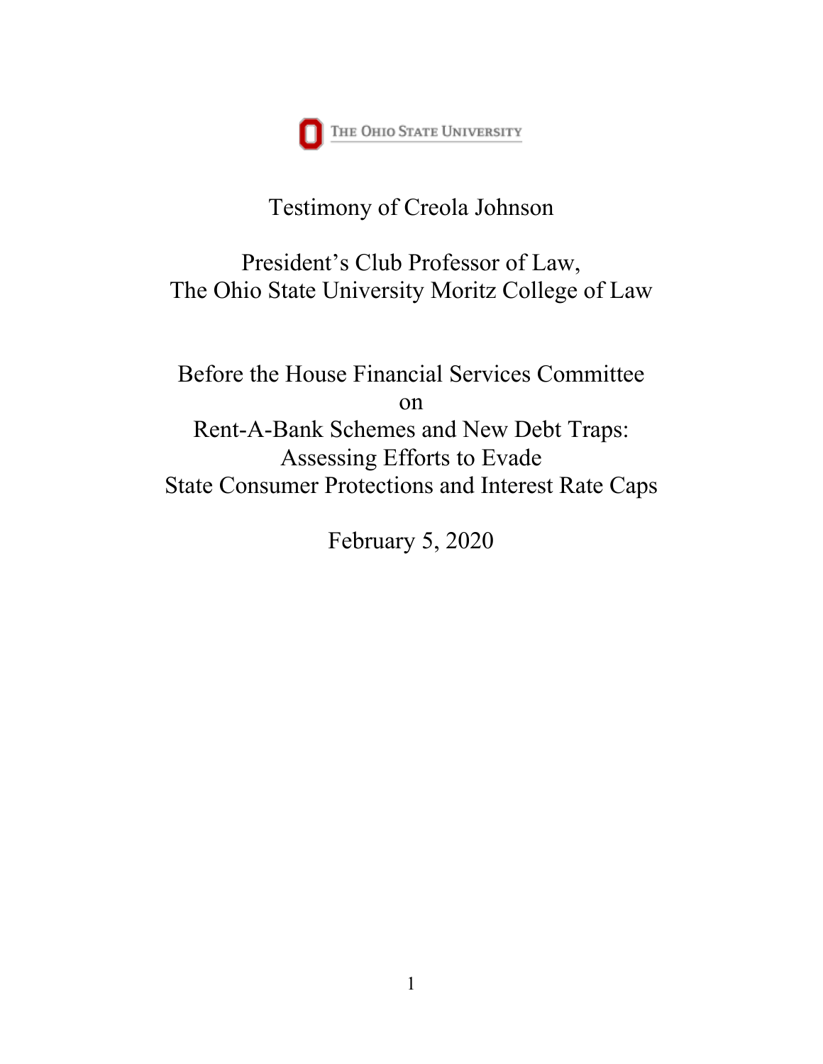THE OHIO STATE UNIVERSITY

# Testimony of Creola Johnson

President's Club Professor of Law,
The Ohio State University Moritz College of Law

Before the House Financial Services Committee
on
Rent-A-Bank Schemes and New Debt Traps:
Assessing Efforts to Evade
State Consumer Protections and Interest Rate Caps

February 5, 2020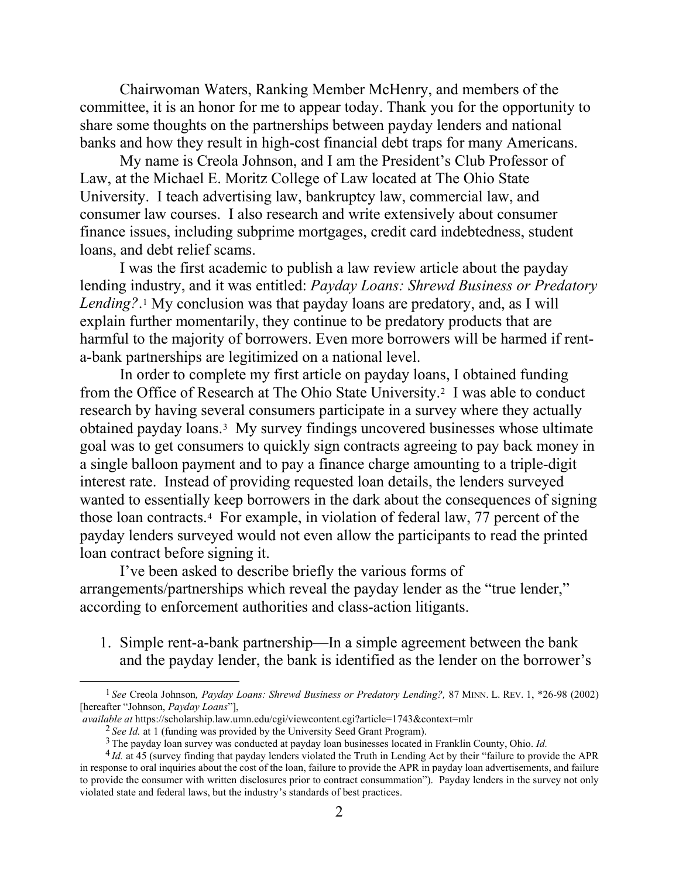Chairwoman Waters, Ranking Member McHenry, and members of the committee, it is an honor for me to appear today. Thank you for the opportunity to share some thoughts on the partnerships between payday lenders and national banks and how they result in high-cost financial debt traps for many Americans.

My name is Creola Johnson, and I am the President's Club Professor of Law, at the Michael E. Moritz College of Law located at The Ohio State University. I teach advertising law, bankruptcy law, commercial law, and consumer law courses. I also research and write extensively about consumer finance issues, including subprime mortgages, credit card indebtedness, student loans, and debt relief scams.

I was the first academic to publish a law review article about the payday lending industry, and it was entitled: *Payday Loans: Shrewd Business or Predatory Lending?*.[1] My conclusion was that payday loans are predatory, and, as I will explain further momentarily, they continue to be predatory products that are harmful to the majority of borrowers. Even more borrowers will be harmed if rent-a-bank partnerships are legitimized on a national level.

In order to complete my first article on payday loans, I obtained funding from the Office of Research at The Ohio State University.[2] I was able to conduct research by having several consumers participate in a survey where they actually obtained payday loans.[3] My survey findings uncovered businesses whose ultimate goal was to get consumers to quickly sign contracts agreeing to pay back money in a single balloon payment and to pay a finance charge amounting to a triple-digit interest rate. Instead of providing requested loan details, the lenders surveyed wanted to essentially keep borrowers in the dark about the consequences of signing those loan contracts.[4] For example, in violation of federal law, 77 percent of the payday lenders surveyed would not even allow the participants to read the printed loan contract before signing it.

I've been asked to describe briefly the various forms of arrangements/partnerships which reveal the payday lender as the "true lender," according to enforcement authorities and class-action litigants.

1. Simple rent-a-bank partnership—In a simple agreement between the bank and the payday lender, the bank is identified as the lender on the borrower's

---

[1] *See* Creola Johnson*, Payday Loans: Shrewd Business or Predatory Lending?,* 87 MINN. L. REV. 1, \*26-98 (2002) [hereafter "Johnson, *Payday Loans*"], *available at* https://scholarship.law.umn.edu/cgi/viewcontent.cgi?article=1743&context=mlr

[2] *See Id.* at 1 (funding was provided by the University Seed Grant Program).

[3] The payday loan survey was conducted at payday loan businesses located in Franklin County, Ohio. *Id.*

[4] *Id.* at 45 (survey finding that payday lenders violated the Truth in Lending Act by their "failure to provide the APR in response to oral inquiries about the cost of the loan, failure to provide the APR in payday loan advertisements, and failure to provide the consumer with written disclosures prior to contract consummation"). Payday lenders in the survey not only violated state and federal laws, but the industry's standards of best practices.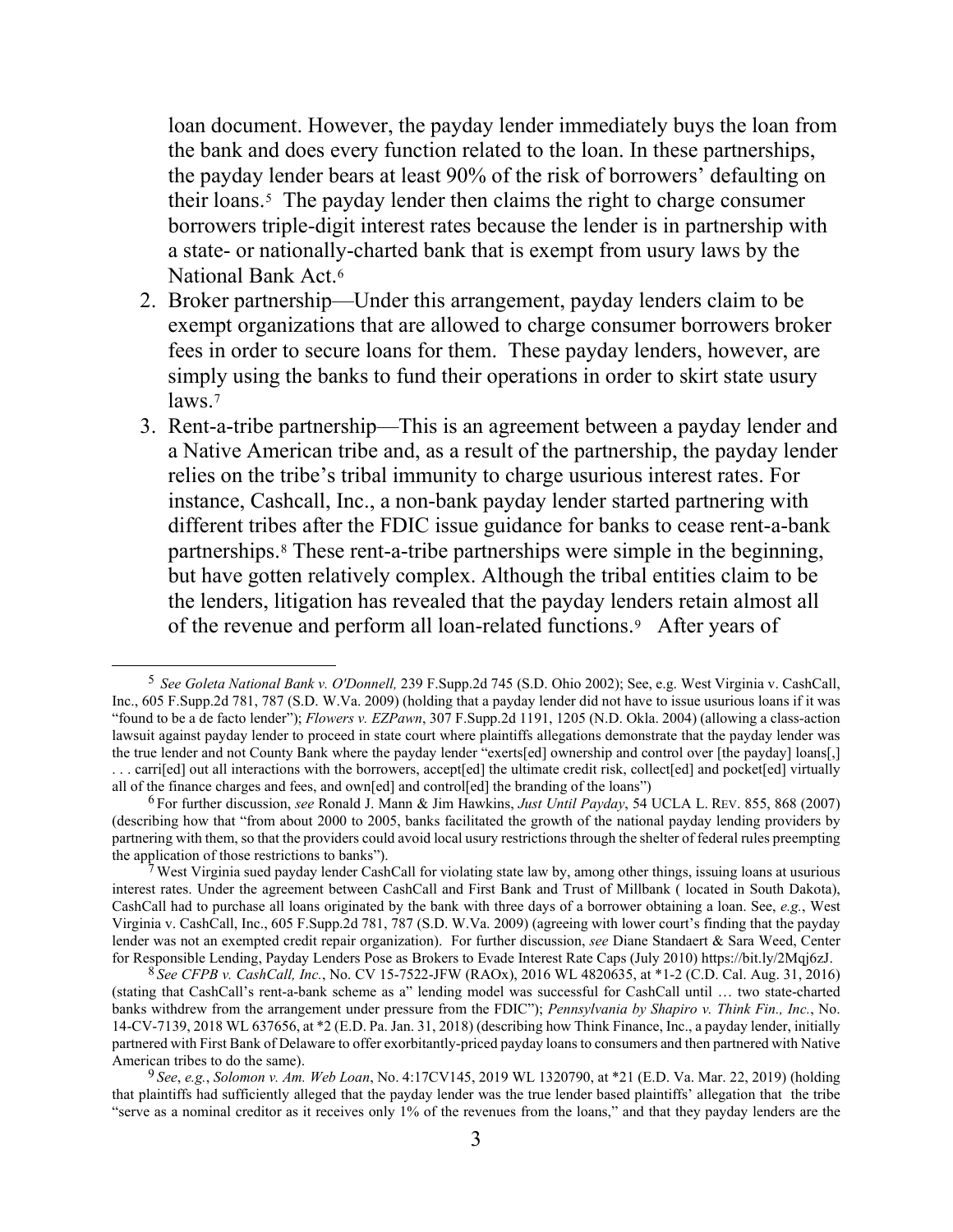loan document. However, the payday lender immediately buys the loan from the bank and does every function related to the loan. In these partnerships, the payday lender bears at least 90% of the risk of borrowers' defaulting on their loans.[5] The payday lender then claims the right to charge consumer borrowers triple-digit interest rates because the lender is in partnership with a state- or nationally-charted bank that is exempt from usury laws by the National Bank Act.[6]

2. Broker partnership—Under this arrangement, payday lenders claim to be exempt organizations that are allowed to charge consumer borrowers broker fees in order to secure loans for them. These payday lenders, however, are simply using the banks to fund their operations in order to skirt state usury laws.[7]
3. Rent-a-tribe partnership—This is an agreement between a payday lender and a Native American tribe and, as a result of the partnership, the payday lender relies on the tribe's tribal immunity to charge usurious interest rates. For instance, Cashcall, Inc., a non-bank payday lender started partnering with different tribes after the FDIC issue guidance for banks to cease rent-a-bank partnerships.[8] These rent-a-tribe partnerships were simple in the beginning, but have gotten relatively complex. Although the tribal entities claim to be the lenders, litigation has revealed that the payday lenders retain almost all of the revenue and perform all loan-related functions.[9] After years of

---

[5] *See Goleta National Bank v. O'Donnell,* 239 F.Supp.2d 745 (S.D. Ohio 2002); See, e.g. West Virginia v. CashCall, Inc., 605 F.Supp.2d 781, 787 (S.D. W.Va. 2009) (holding that a payday lender did not have to issue usurious loans if it was "found to be a de facto lender"); *Flowers v. EZPawn*, 307 F.Supp.2d 1191, 1205 (N.D. Okla. 2004) (allowing a class-action lawsuit against payday lender to proceed in state court where plaintiffs allegations demonstrate that the payday lender was the true lender and not County Bank where the payday lender "exerts[ed] ownership and control over [the payday] loans[,] . . . carri[ed] out all interactions with the borrowers, accept[ed] the ultimate credit risk, collect[ed] and pocket[ed] virtually all of the finance charges and fees, and own[ed] and control[ed] the branding of the loans")

[6] For further discussion, *see* Ronald J. Mann & Jim Hawkins, *Just Until Payday*, 54 UCLA L. REV. 855, 868 (2007) (describing how that "from about 2000 to 2005, banks facilitated the growth of the national payday lending providers by partnering with them, so that the providers could avoid local usury restrictions through the shelter of federal rules preempting the application of those restrictions to banks").

[7] West Virginia sued payday lender CashCall for violating state law by, among other things, issuing loans at usurious interest rates. Under the agreement between CashCall and First Bank and Trust of Millbank ( located in South Dakota), CashCall had to purchase all loans originated by the bank with three days of a borrower obtaining a loan. See, *e.g.*, West Virginia v. CashCall, Inc., 605 F.Supp.2d 781, 787 (S.D. W.Va. 2009) (agreeing with lower court's finding that the payday lender was not an exempted credit repair organization). For further discussion, *see* Diane Standaert & Sara Weed, Center for Responsible Lending, Payday Lenders Pose as Brokers to Evade Interest Rate Caps (July 2010) https://bit.ly/2Mqj6zJ.

[8] *See CFPB v. CashCall, Inc.*, No. CV 15-7522-JFW (RAOx), 2016 WL 4820635, at *1-2 (C.D. Cal. Aug. 31, 2016) (stating that CashCall's rent-a-bank scheme as a" lending model was successful for CashCall until … two state-charted banks withdrew from the arrangement under pressure from the FDIC"); *Pennsylvania by Shapiro v. Think Fin., Inc.*, No. 14-CV-7139, 2018 WL 637656, at *2 (E.D. Pa. Jan. 31, 2018) (describing how Think Finance, Inc., a payday lender, initially partnered with First Bank of Delaware to offer exorbitantly-priced payday loans to consumers and then partnered with Native American tribes to do the same).

[9] *See*, *e.g.*, *Solomon v. Am. Web Loan*, No. 4:17CV145, 2019 WL 1320790, at *21 (E.D. Va. Mar. 22, 2019) (holding that plaintiffs had sufficiently alleged that the payday lender was the true lender based plaintiffs' allegation that the tribe "serve as a nominal creditor as it receives only 1% of the revenues from the loans," and that they payday lenders are the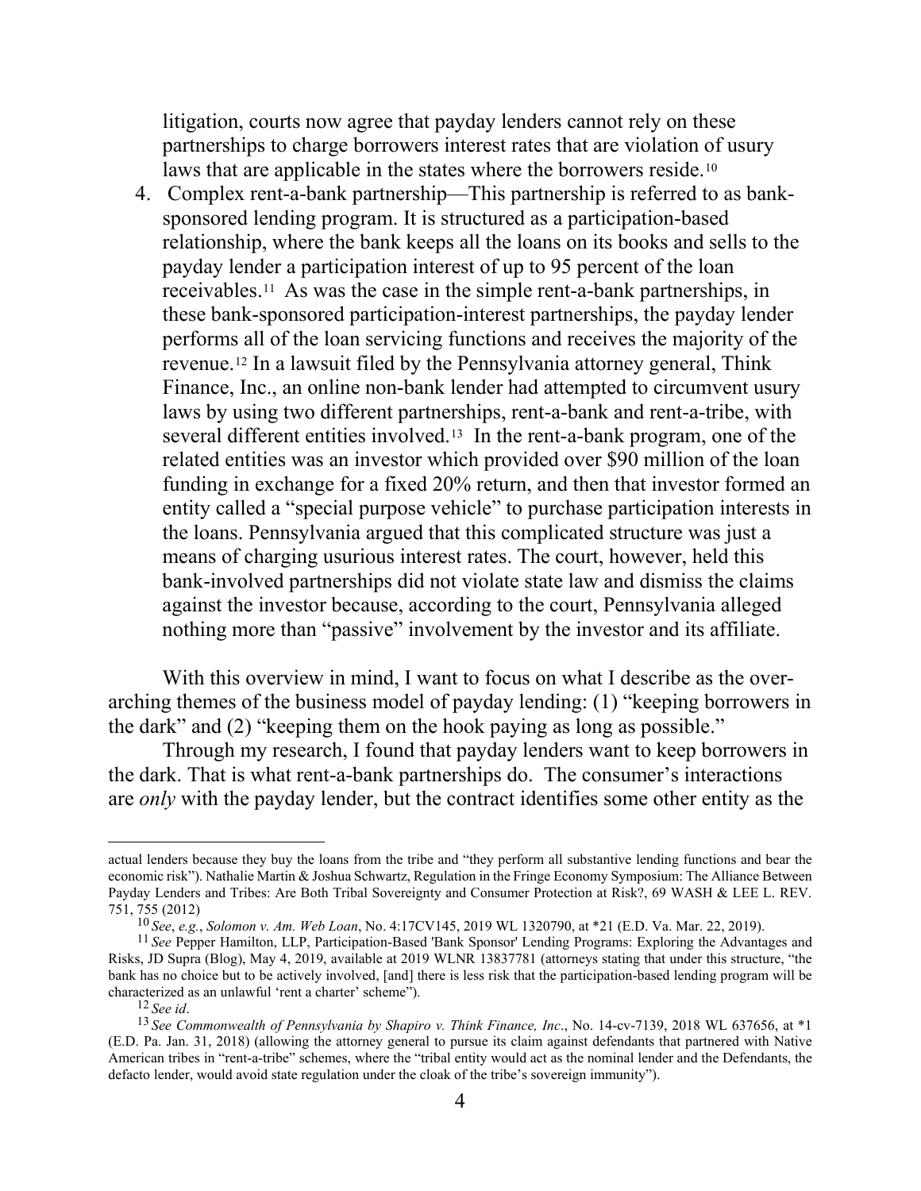litigation, courts now agree that payday lenders cannot rely on these partnerships to charge borrowers interest rates that are violation of usury laws that are applicable in the states where the borrowers reside.[10]

4. Complex rent-a-bank partnership—This partnership is referred to as bank-sponsored lending program. It is structured as a participation-based relationship, where the bank keeps all the loans on its books and sells to the payday lender a participation interest of up to 95 percent of the loan receivables.[11] As was the case in the simple rent-a-bank partnerships, in these bank-sponsored participation-interest partnerships, the payday lender performs all of the loan servicing functions and receives the majority of the revenue.[12] In a lawsuit filed by the Pennsylvania attorney general, Think Finance, Inc., an online non-bank lender had attempted to circumvent usury laws by using two different partnerships, rent-a-bank and rent-a-tribe, with several different entities involved.[13] In the rent-a-bank program, one of the related entities was an investor which provided over $90 million of the loan funding in exchange for a fixed 20% return, and then that investor formed an entity called a "special purpose vehicle" to purchase participation interests in the loans. Pennsylvania argued that this complicated structure was just a means of charging usurious interest rates. The court, however, held this bank-involved partnerships did not violate state law and dismiss the claims against the investor because, according to the court, Pennsylvania alleged nothing more than "passive" involvement by the investor and its affiliate.

With this overview in mind, I want to focus on what I describe as the over-arching themes of the business model of payday lending: (1) "keeping borrowers in the dark" and (2) "keeping them on the hook paying as long as possible."

Through my research, I found that payday lenders want to keep borrowers in the dark. That is what rent-a-bank partnerships do. The consumer's interactions are *only* with the payday lender, but the contract identifies some other entity as the

---

actual lenders because they buy the loans from the tribe and "they perform all substantive lending functions and bear the economic risk"). Nathalie Martin & Joshua Schwartz, Regulation in the Fringe Economy Symposium: The Alliance Between Payday Lenders and Tribes: Are Both Tribal Sovereignty and Consumer Protection at Risk?, 69 WASH & LEE L. REV. 751, 755 (2012)

[10] *See*, *e.g.*, *Solomon v. Am. Web Loan*, No. 4:17CV145, 2019 WL 1320790, at *21 (E.D. Va. Mar. 22, 2019).

[11] *See* Pepper Hamilton, LLP, Participation-Based 'Bank Sponsor' Lending Programs: Exploring the Advantages and Risks, JD Supra (Blog), May 4, 2019, available at 2019 WLNR 13837781 (attorneys stating that under this structure, "the bank has no choice but to be actively involved, [and] there is less risk that the participation-based lending program will be characterized as an unlawful 'rent a charter' scheme").

[12] *See id*.

[13] *See Commonwealth of Pennsylvania by Shapiro v. Think Finance, Inc*., No. 14-cv-7139, 2018 WL 637656, at *1 (E.D. Pa. Jan. 31, 2018) (allowing the attorney general to pursue its claim against defendants that partnered with Native American tribes in "rent-a-tribe" schemes, where the "tribal entity would act as the nominal lender and the Defendants, the defacto lender, would avoid state regulation under the cloak of the tribe's sovereign immunity").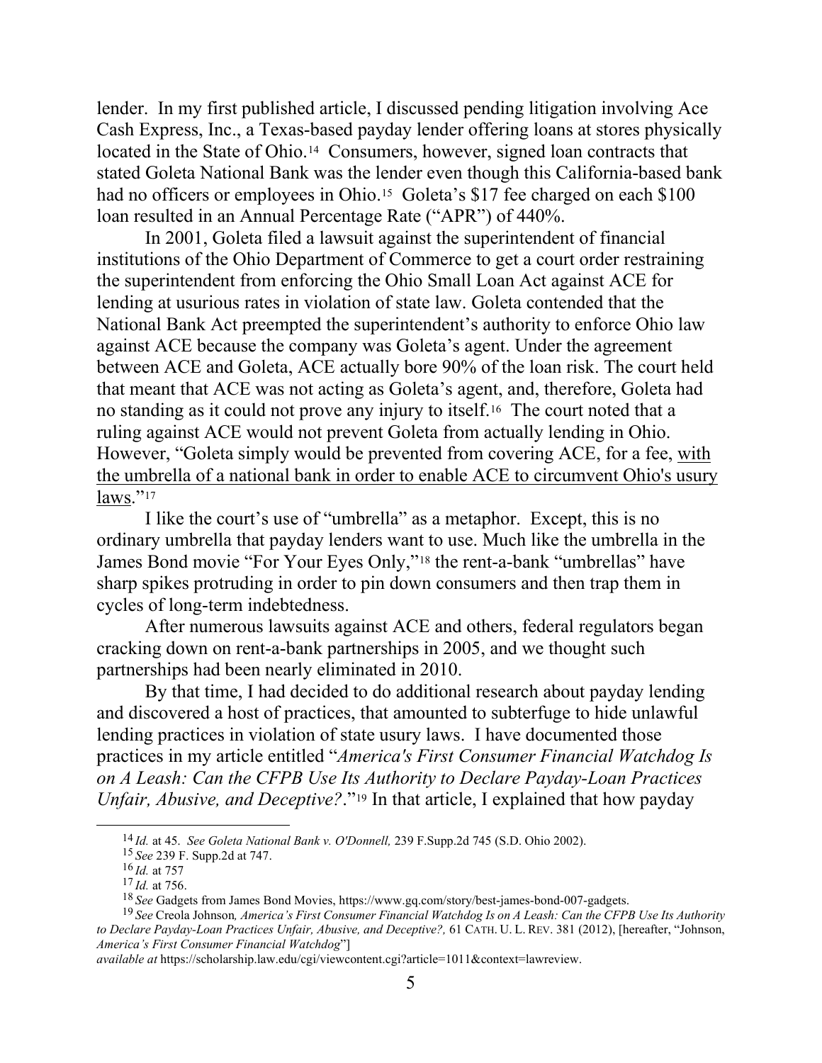lender. In my first published article, I discussed pending litigation involving Ace Cash Express, Inc., a Texas-based payday lender offering loans at stores physically located in the State of Ohio.[14] Consumers, however, signed loan contracts that stated Goleta National Bank was the lender even though this California-based bank had no officers or employees in Ohio.[15] Goleta's $17 fee charged on each $100 loan resulted in an Annual Percentage Rate ("APR") of 440%.

In 2001, Goleta filed a lawsuit against the superintendent of financial institutions of the Ohio Department of Commerce to get a court order restraining the superintendent from enforcing the Ohio Small Loan Act against ACE for lending at usurious rates in violation of state law. Goleta contended that the National Bank Act preempted the superintendent's authority to enforce Ohio law against ACE because the company was Goleta's agent. Under the agreement between ACE and Goleta, ACE actually bore 90% of the loan risk. The court held that meant that ACE was not acting as Goleta's agent, and, therefore, Goleta had no standing as it could not prove any injury to itself.[16] The court noted that a ruling against ACE would not prevent Goleta from actually lending in Ohio. However, "Goleta simply would be prevented from covering ACE, for a fee, <u>with the umbrella of a national bank in order to enable ACE to circumvent Ohio's usury laws</u>."[17]

I like the court's use of "umbrella" as a metaphor. Except, this is no ordinary umbrella that payday lenders want to use. Much like the umbrella in the James Bond movie "For Your Eyes Only,"[18] the rent-a-bank "umbrellas" have sharp spikes protruding in order to pin down consumers and then trap them in cycles of long-term indebtedness.

After numerous lawsuits against ACE and others, federal regulators began cracking down on rent-a-bank partnerships in 2005, and we thought such partnerships had been nearly eliminated in 2010.

By that time, I had decided to do additional research about payday lending and discovered a host of practices, that amounted to subterfuge to hide unlawful lending practices in violation of state usury laws. I have documented those practices in my article entitled "*America's First Consumer Financial Watchdog Is on A Leash: Can the CFPB Use Its Authority to Declare Payday-Loan Practices Unfair, Abusive, and Deceptive?*."[19] In that article, I explained that how payday

---

[14] *Id.* at 45. *See Goleta National Bank v. O'Donnell,* 239 F.Supp.2d 745 (S.D. Ohio 2002).

[15] *See* 239 F. Supp.2d at 747.

[16] *Id.* at 757

[17] *Id.* at 756.

[18] *See* Gadgets from James Bond Movies, https://www.gq.com/story/best-james-bond-007-gadgets.

[19] *See* Creola Johnson*, America's First Consumer Financial Watchdog Is on A Leash: Can the CFPB Use Its Authority to Declare Payday-Loan Practices Unfair, Abusive, and Deceptive?,* 61 CATH. U. L. REV. 381 (2012), [hereafter, "Johnson, *America's First Consumer Financial Watchdog*"] *available at* https://scholarship.law.edu/cgi/viewcontent.cgi?article=1011&context=lawreview.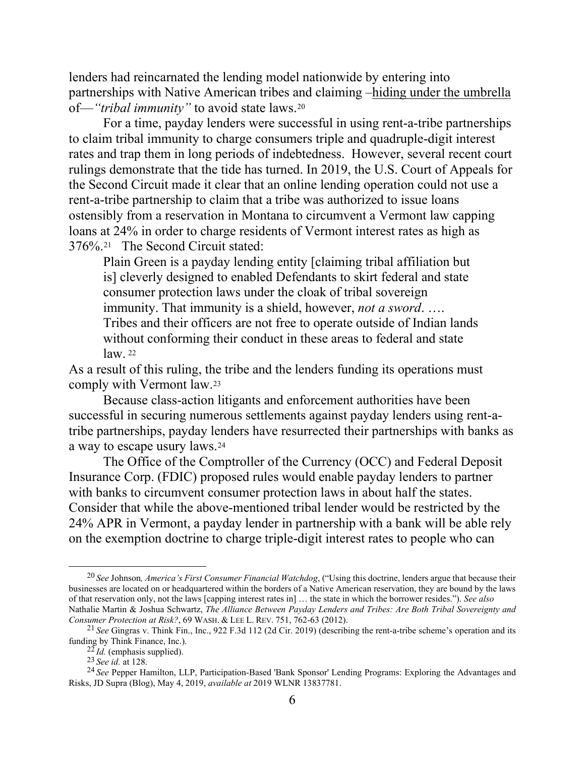lenders had reincarnated the lending model nationwide by entering into partnerships with Native American tribes and claiming –hiding under the umbrella of—*"tribal immunity"* to avoid state laws.[20]

For a time, payday lenders were successful in using rent-a-tribe partnerships to claim tribal immunity to charge consumers triple and quadruple-digit interest rates and trap them in long periods of indebtedness. However, several recent court rulings demonstrate that the tide has turned. In 2019, the U.S. Court of Appeals for the Second Circuit made it clear that an online lending operation could not use a rent-a-tribe partnership to claim that a tribe was authorized to issue loans ostensibly from a reservation in Montana to circumvent a Vermont law capping loans at 24% in order to charge residents of Vermont interest rates as high as 376%.[21] The Second Circuit stated:

> Plain Green is a payday lending entity [claiming tribal affiliation but is] cleverly designed to enabled Defendants to skirt federal and state consumer protection laws under the cloak of tribal sovereign immunity. That immunity is a shield, however, *not a sword*. …. Tribes and their officers are not free to operate outside of Indian lands without conforming their conduct in these areas to federal and state law. [22]

As a result of this ruling, the tribe and the lenders funding its operations must comply with Vermont law.[23]

Because class-action litigants and enforcement authorities have been successful in securing numerous settlements against payday lenders using rent-a-tribe partnerships, payday lenders have resurrected their partnerships with banks as a way to escape usury laws.[24]

The Office of the Comptroller of the Currency (OCC) and Federal Deposit Insurance Corp. (FDIC) proposed rules would enable payday lenders to partner with banks to circumvent consumer protection laws in about half the states. Consider that while the above-mentioned tribal lender would be restricted by the 24% APR in Vermont, a payday lender in partnership with a bank will be able rely on the exemption doctrine to charge triple-digit interest rates to people who can

---

[20] *See* Johnson*, America's First Consumer Financial Watchdog*, ("Using this doctrine, lenders argue that because their businesses are located on or headquartered within the borders of a Native American reservation, they are bound by the laws of that reservation only, not the laws [capping interest rates in] … the state in which the borrower resides."). *See also* Nathalie Martin & Joshua Schwartz, *The Alliance Between Payday Lenders and Tribes: Are Both Tribal Sovereignty and Consumer Protection at Risk?*, 69 WASH. & LEE L. REV. 751, 762-63 (2012).

[21] *See* Gingras v. Think Fin., Inc., 922 F.3d 112 (2d Cir. 2019) (describing the rent-a-tribe scheme's operation and its funding by Think Finance, Inc.).

[22] *Id.* (emphasis supplied).

[23] *See id.* at 128.

[24] *See* Pepper Hamilton, LLP, Participation-Based 'Bank Sponsor' Lending Programs: Exploring the Advantages and Risks, JD Supra (Blog), May 4, 2019, *available at* 2019 WLNR 13837781.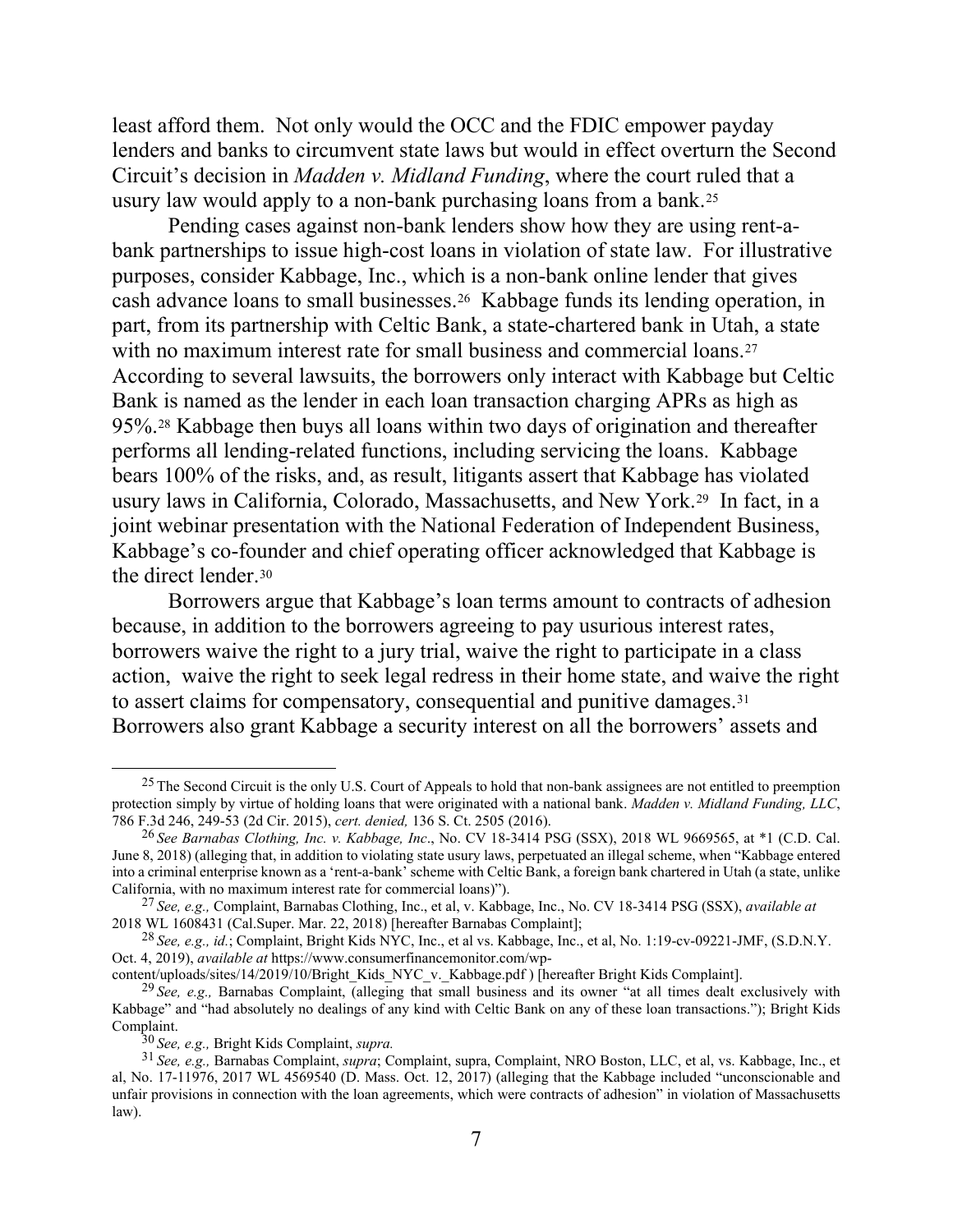least afford them. Not only would the OCC and the FDIC empower payday lenders and banks to circumvent state laws but would in effect overturn the Second Circuit's decision in *Madden v. Midland Funding*, where the court ruled that a usury law would apply to a non-bank purchasing loans from a bank.[25]

Pending cases against non-bank lenders show how they are using rent-a-bank partnerships to issue high-cost loans in violation of state law. For illustrative purposes, consider Kabbage, Inc., which is a non-bank online lender that gives cash advance loans to small businesses.[26] Kabbage funds its lending operation, in part, from its partnership with Celtic Bank, a state-chartered bank in Utah, a state with no maximum interest rate for small business and commercial loans.[27] According to several lawsuits, the borrowers only interact with Kabbage but Celtic Bank is named as the lender in each loan transaction charging APRs as high as 95%.[28] Kabbage then buys all loans within two days of origination and thereafter performs all lending-related functions, including servicing the loans. Kabbage bears 100% of the risks, and, as result, litigants assert that Kabbage has violated usury laws in California, Colorado, Massachusetts, and New York.[29] In fact, in a joint webinar presentation with the National Federation of Independent Business, Kabbage's co-founder and chief operating officer acknowledged that Kabbage is the direct lender.[30]

Borrowers argue that Kabbage's loan terms amount to contracts of adhesion because, in addition to the borrowers agreeing to pay usurious interest rates, borrowers waive the right to a jury trial, waive the right to participate in a class action, waive the right to seek legal redress in their home state, and waive the right to assert claims for compensatory, consequential and punitive damages.[31] Borrowers also grant Kabbage a security interest on all the borrowers' assets and

---

[25] The Second Circuit is the only U.S. Court of Appeals to hold that non-bank assignees are not entitled to preemption protection simply by virtue of holding loans that were originated with a national bank. *Madden v. Midland Funding, LLC*, 786 F.3d 246, 249-53 (2d Cir. 2015), *cert. denied,* 136 S. Ct. 2505 (2016).

[26] *See Barnabas Clothing, Inc. v. Kabbage, Inc*., No. CV 18-3414 PSG (SSX), 2018 WL 9669565, at *1 (C.D. Cal. June 8, 2018) (alleging that, in addition to violating state usury laws, perpetuated an illegal scheme, when "Kabbage entered into a criminal enterprise known as a 'rent-a-bank' scheme with Celtic Bank, a foreign bank chartered in Utah (a state, unlike California, with no maximum interest rate for commercial loans)").

[27] *See, e.g.,* Complaint, Barnabas Clothing, Inc., et al, v. Kabbage, Inc., No. CV 18-3414 PSG (SSX), *available at* 2018 WL 1608431 (Cal.Super. Mar. 22, 2018) [hereafter Barnabas Complaint];

[28] *See, e.g., id.*; Complaint, Bright Kids NYC, Inc., et al vs. Kabbage, Inc., et al, No. 1:19-cv-09221-JMF, (S.D.N.Y. Oct. 4, 2019), *available at* https://www.consumerfinancemonitor.com/wp-content/uploads/sites/14/2019/10/Bright_Kids_NYC_v._Kabbage.pdf ) [hereafter Bright Kids Complaint].

[29] *See, e.g.,* Barnabas Complaint, (alleging that small business and its owner "at all times dealt exclusively with Kabbage" and "had absolutely no dealings of any kind with Celtic Bank on any of these loan transactions."); Bright Kids Complaint.

[30] *See, e.g.,* Bright Kids Complaint, *supra.*

[31] *See, e.g.,* Barnabas Complaint, *supra*; Complaint, supra, Complaint, NRO Boston, LLC, et al, vs. Kabbage, Inc., et al, No. 17-11976, 2017 WL 4569540 (D. Mass. Oct. 12, 2017) (alleging that the Kabbage included "unconscionable and unfair provisions in connection with the loan agreements, which were contracts of adhesion" in violation of Massachusetts law).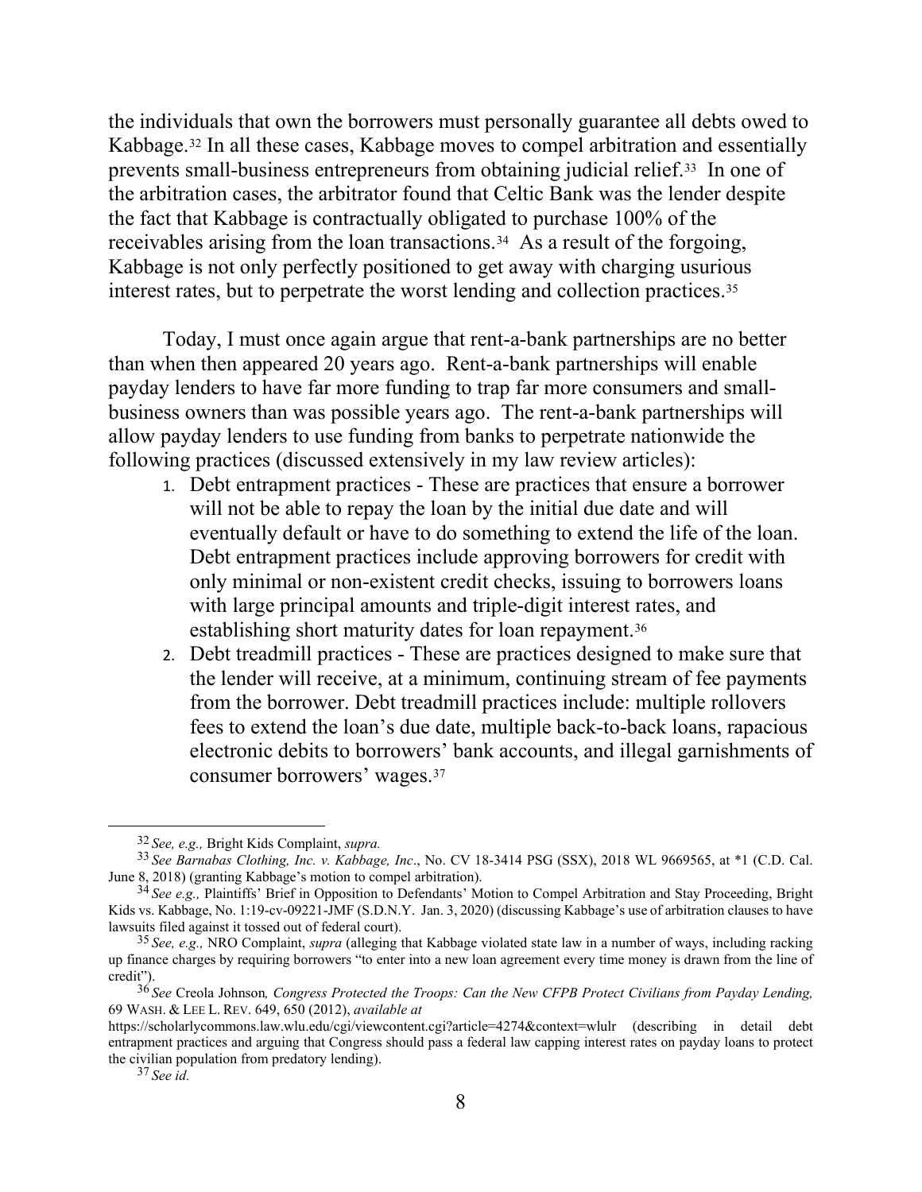the individuals that own the borrowers must personally guarantee all debts owed to Kabbage.[32] In all these cases, Kabbage moves to compel arbitration and essentially prevents small-business entrepreneurs from obtaining judicial relief.[33] In one of the arbitration cases, the arbitrator found that Celtic Bank was the lender despite the fact that Kabbage is contractually obligated to purchase 100% of the receivables arising from the loan transactions.[34] As a result of the forgoing, Kabbage is not only perfectly positioned to get away with charging usurious interest rates, but to perpetrate the worst lending and collection practices.[35]

Today, I must once again argue that rent-a-bank partnerships are no better than when then appeared 20 years ago. Rent-a-bank partnerships will enable payday lenders to have far more funding to trap far more consumers and small-business owners than was possible years ago. The rent-a-bank partnerships will allow payday lenders to use funding from banks to perpetrate nationwide the following practices (discussed extensively in my law review articles):

1. Debt entrapment practices - These are practices that ensure a borrower will not be able to repay the loan by the initial due date and will eventually default or have to do something to extend the life of the loan. Debt entrapment practices include approving borrowers for credit with only minimal or non-existent credit checks, issuing to borrowers loans with large principal amounts and triple-digit interest rates, and establishing short maturity dates for loan repayment.[36]
2. Debt treadmill practices - These are practices designed to make sure that the lender will receive, at a minimum, continuing stream of fee payments from the borrower. Debt treadmill practices include: multiple rollovers fees to extend the loan's due date, multiple back-to-back loans, rapacious electronic debits to borrowers' bank accounts, and illegal garnishments of consumer borrowers' wages.[37]

---

[32] *See, e.g.,* Bright Kids Complaint, *supra.*

[33] *See Barnabas Clothing, Inc. v. Kabbage, Inc*., No. CV 18-3414 PSG (SSX), 2018 WL 9669565, at *1 (C.D. Cal. June 8, 2018) (granting Kabbage's motion to compel arbitration).

[34] *See e.g.,* Plaintiffs' Brief in Opposition to Defendants' Motion to Compel Arbitration and Stay Proceeding, Bright Kids vs. Kabbage, No. 1:19-cv-09221-JMF (S.D.N.Y. Jan. 3, 2020) (discussing Kabbage's use of arbitration clauses to have lawsuits filed against it tossed out of federal court).

[35] *See, e.g.,* NRO Complaint, *supra* (alleging that Kabbage violated state law in a number of ways, including racking up finance charges by requiring borrowers "to enter into a new loan agreement every time money is drawn from the line of credit").

[36] *See* Creola Johnson*, Congress Protected the Troops: Can the New CFPB Protect Civilians from Payday Lending,* 69 WASH. & LEE L. REV. 649, 650 (2012), *available at* https://scholarlycommons.law.wlu.edu/cgi/viewcontent.cgi?article=4274&context=wlulr (describing in detail debt entrapment practices and arguing that Congress should pass a federal law capping interest rates on payday loans to protect the civilian population from predatory lending).

[37] *See id.*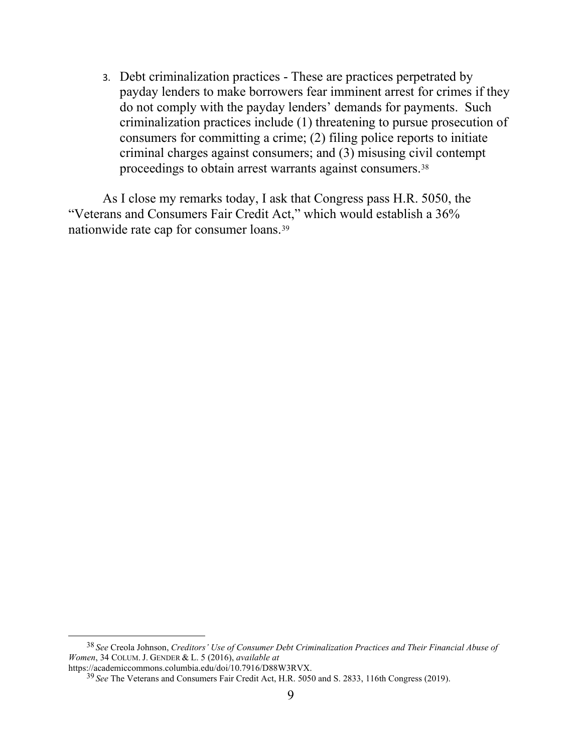3. Debt criminalization practices - These are practices perpetrated by payday lenders to make borrowers fear imminent arrest for crimes if they do not comply with the payday lenders' demands for payments. Such criminalization practices include (1) threatening to pursue prosecution of consumers for committing a crime; (2) filing police reports to initiate criminal charges against consumers; and (3) misusing civil contempt proceedings to obtain arrest warrants against consumers.[38]

As I close my remarks today, I ask that Congress pass H.R. 5050, the "Veterans and Consumers Fair Credit Act," which would establish a 36% nationwide rate cap for consumer loans.[39]

---

[38] *See* Creola Johnson, *Creditors' Use of Consumer Debt Criminalization Practices and Their Financial Abuse of Women*, 34 COLUM. J. GENDER & L. 5 (2016), *available at* https://academiccommons.columbia.edu/doi/10.7916/D88W3RVX.

[39] *See* The Veterans and Consumers Fair Credit Act, H.R. 5050 and S. 2833, 116th Congress (2019).